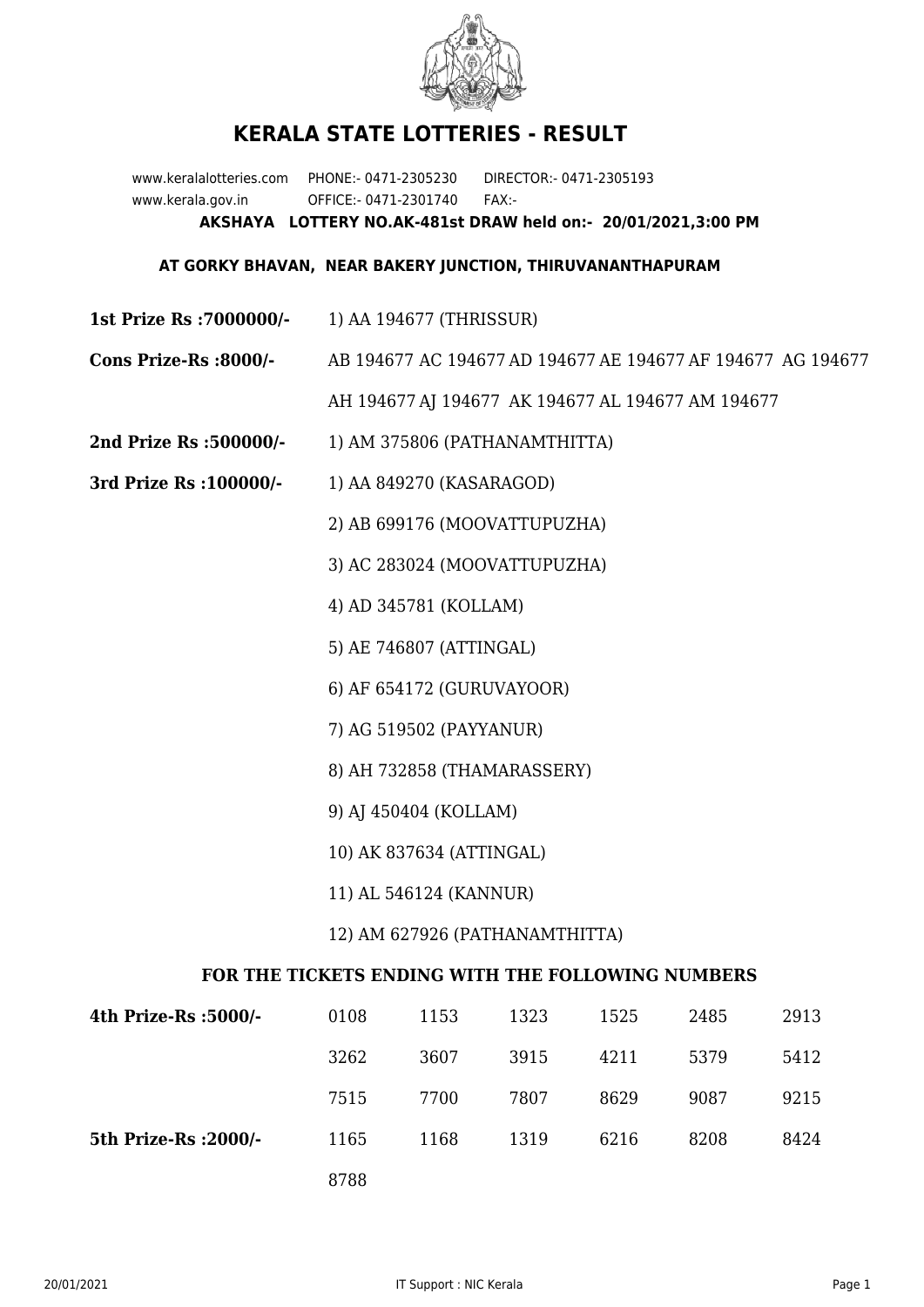# KERALA STATE LOTTERIES - RESULT

www.keralalotteries.com PHONE:- 0471-2305230 DIRECTOR:- 0471-2305193
www.kerala.gov.in OFFICE:- 0471-2301740 FAX:-

**AKSHAYA LOTTERY NO.AK-481st DRAW held on:- 20/01/2021,3:00 PM**

**AT GORKY BHAVAN, NEAR BAKERY JUNCTION, THIRUVANANTHAPURAM**

**1st Prize Rs :7000000/-** 1) AA 194677 (THRISSUR)

**Cons Prize-Rs :8000/-** AB 194677 AC 194677 AD 194677 AE 194677 AF 194677 AG 194677 AH 194677 AJ 194677 AK 194677 AL 194677 AM 194677

**2nd Prize Rs :500000/-** 1) AM 375806 (PATHANAMTHITTA)

**3rd Prize Rs :100000/-**

1) AA 849270 (KASARAGOD)
2) AB 699176 (MOOVATTUPUZHA)
3) AC 283024 (MOOVATTUPUZHA)
4) AD 345781 (KOLLAM)
5) AE 746807 (ATTINGAL)
6) AF 654172 (GURUVAYOOR)
7) AG 519502 (PAYYANUR)
8) AH 732858 (THAMARASSERY)
9) AJ 450404 (KOLLAM)
10) AK 837634 (ATTINGAL)
11) AL 546124 (KANNUR)
12) AM 627926 (PATHANAMTHITTA)

## FOR THE TICKETS ENDING WITH THE FOLLOWING NUMBERS

| | | | | | | |
|---|---|---|---|---|---|---|
| **4th Prize-Rs :5000/-** | 0108 | 1153 | 1323 | 1525 | 2485 | 2913 |
| | 3262 | 3607 | 3915 | 4211 | 5379 | 5412 |
| | 7515 | 7700 | 7807 | 8629 | 9087 | 9215 |
| **5th Prize-Rs :2000/-** | 1165 | 1168 | 1319 | 6216 | 8208 | 8424 |
| | 8788 | | | | | |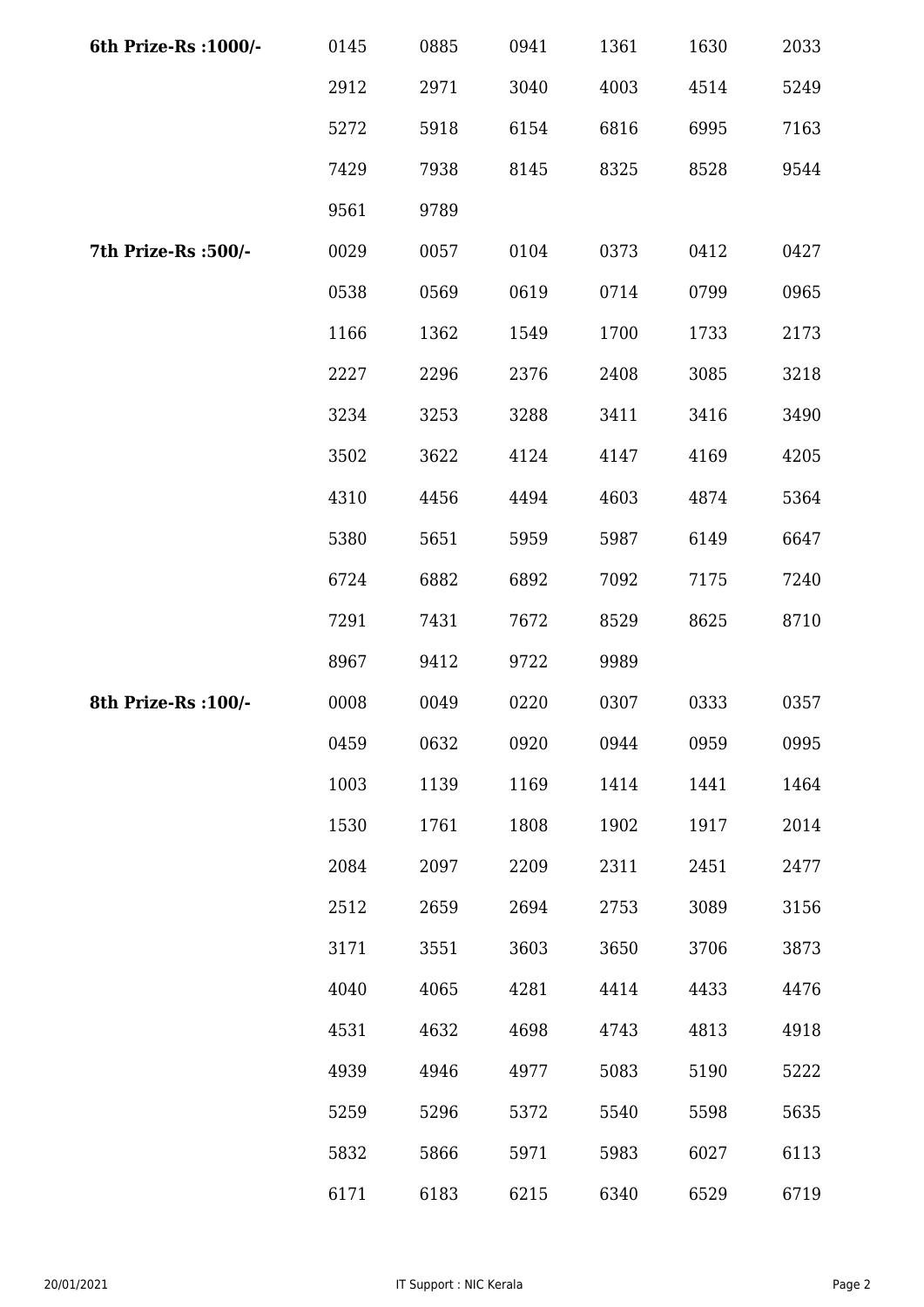| | | | | | | |
|---|---|---|---|---|---|---|
| **6th Prize-Rs :1000/-** | 0145 | 0885 | 0941 | 1361 | 1630 | 2033 |
| | 2912 | 2971 | 3040 | 4003 | 4514 | 5249 |
| | 5272 | 5918 | 6154 | 6816 | 6995 | 7163 |
| | 7429 | 7938 | 8145 | 8325 | 8528 | 9544 |
| | 9561 | 9789 | | | | |
| **7th Prize-Rs :500/-** | 0029 | 0057 | 0104 | 0373 | 0412 | 0427 |
| | 0538 | 0569 | 0619 | 0714 | 0799 | 0965 |
| | 1166 | 1362 | 1549 | 1700 | 1733 | 2173 |
| | 2227 | 2296 | 2376 | 2408 | 3085 | 3218 |
| | 3234 | 3253 | 3288 | 3411 | 3416 | 3490 |
| | 3502 | 3622 | 4124 | 4147 | 4169 | 4205 |
| | 4310 | 4456 | 4494 | 4603 | 4874 | 5364 |
| | 5380 | 5651 | 5959 | 5987 | 6149 | 6647 |
| | 6724 | 6882 | 6892 | 7092 | 7175 | 7240 |
| | 7291 | 7431 | 7672 | 8529 | 8625 | 8710 |
| | 8967 | 9412 | 9722 | 9989 | | |
| **8th Prize-Rs :100/-** | 0008 | 0049 | 0220 | 0307 | 0333 | 0357 |
| | 0459 | 0632 | 0920 | 0944 | 0959 | 0995 |
| | 1003 | 1139 | 1169 | 1414 | 1441 | 1464 |
| | 1530 | 1761 | 1808 | 1902 | 1917 | 2014 |
| | 2084 | 2097 | 2209 | 2311 | 2451 | 2477 |
| | 2512 | 2659 | 2694 | 2753 | 3089 | 3156 |
| | 3171 | 3551 | 3603 | 3650 | 3706 | 3873 |
| | 4040 | 4065 | 4281 | 4414 | 4433 | 4476 |
| | 4531 | 4632 | 4698 | 4743 | 4813 | 4918 |
| | 4939 | 4946 | 4977 | 5083 | 5190 | 5222 |
| | 5259 | 5296 | 5372 | 5540 | 5598 | 5635 |
| | 5832 | 5866 | 5971 | 5983 | 6027 | 6113 |
| | 6171 | 6183 | 6215 | 6340 | 6529 | 6719 |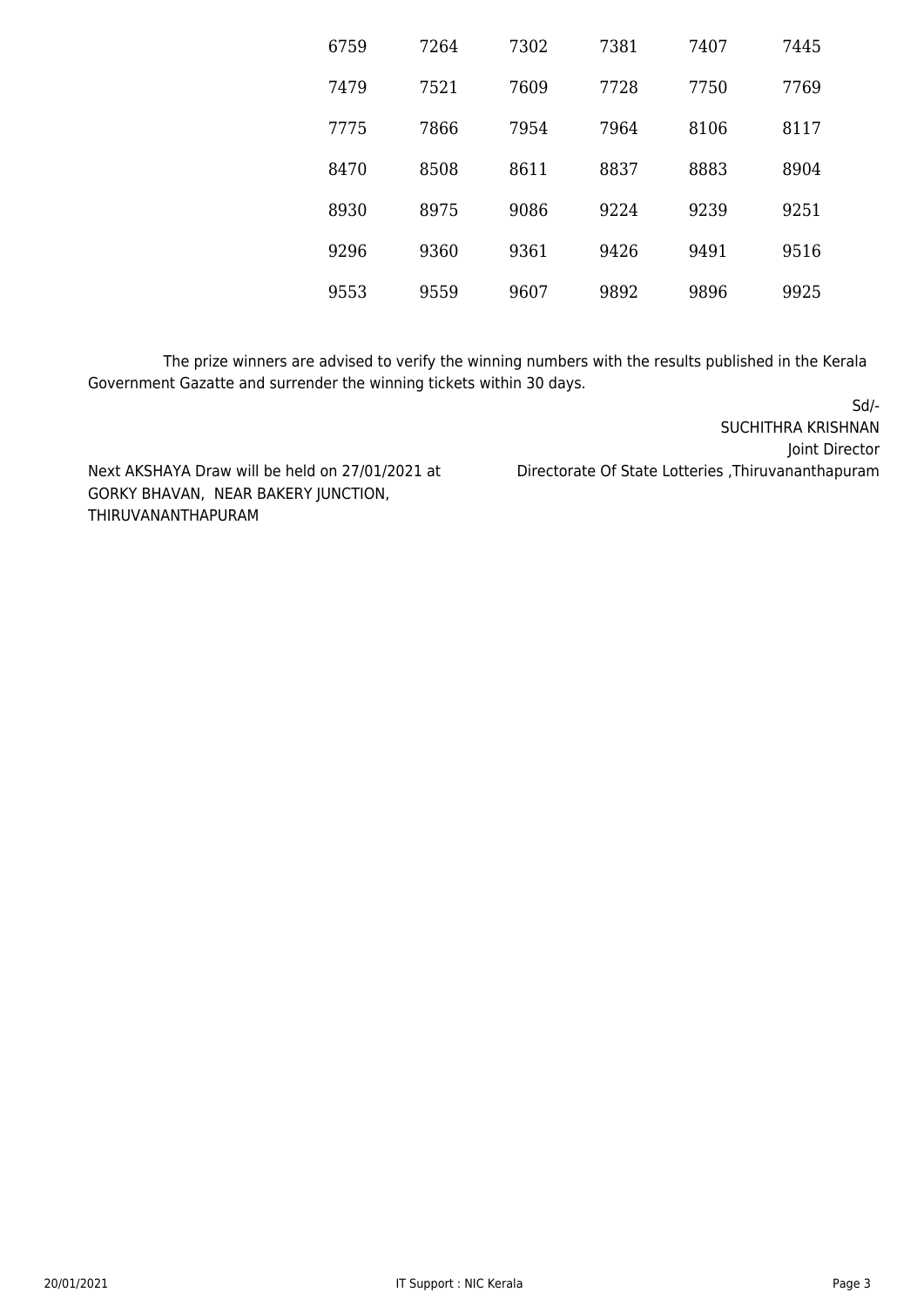| | | | | | |
|---|---|---|---|---|---|
| 6759 | 7264 | 7302 | 7381 | 7407 | 7445 |
| 7479 | 7521 | 7609 | 7728 | 7750 | 7769 |
| 7775 | 7866 | 7954 | 7964 | 8106 | 8117 |
| 8470 | 8508 | 8611 | 8837 | 8883 | 8904 |
| 8930 | 8975 | 9086 | 9224 | 9239 | 9251 |
| 9296 | 9360 | 9361 | 9426 | 9491 | 9516 |
| 9553 | 9559 | 9607 | 9892 | 9896 | 9925 |

The prize winners are advised to verify the winning numbers with the results published in the Kerala Government Gazatte and surrender the winning tickets within 30 days.

Sd/-
SUCHITHRA KRISHNAN
Joint Director
Directorate Of State Lotteries ,Thiruvananthapuram

Next AKSHAYA Draw will be held on 27/01/2021 at GORKY BHAVAN, NEAR BAKERY JUNCTION, THIRUVANANTHAPURAM

20/01/2021

IT Support : NIC Kerala